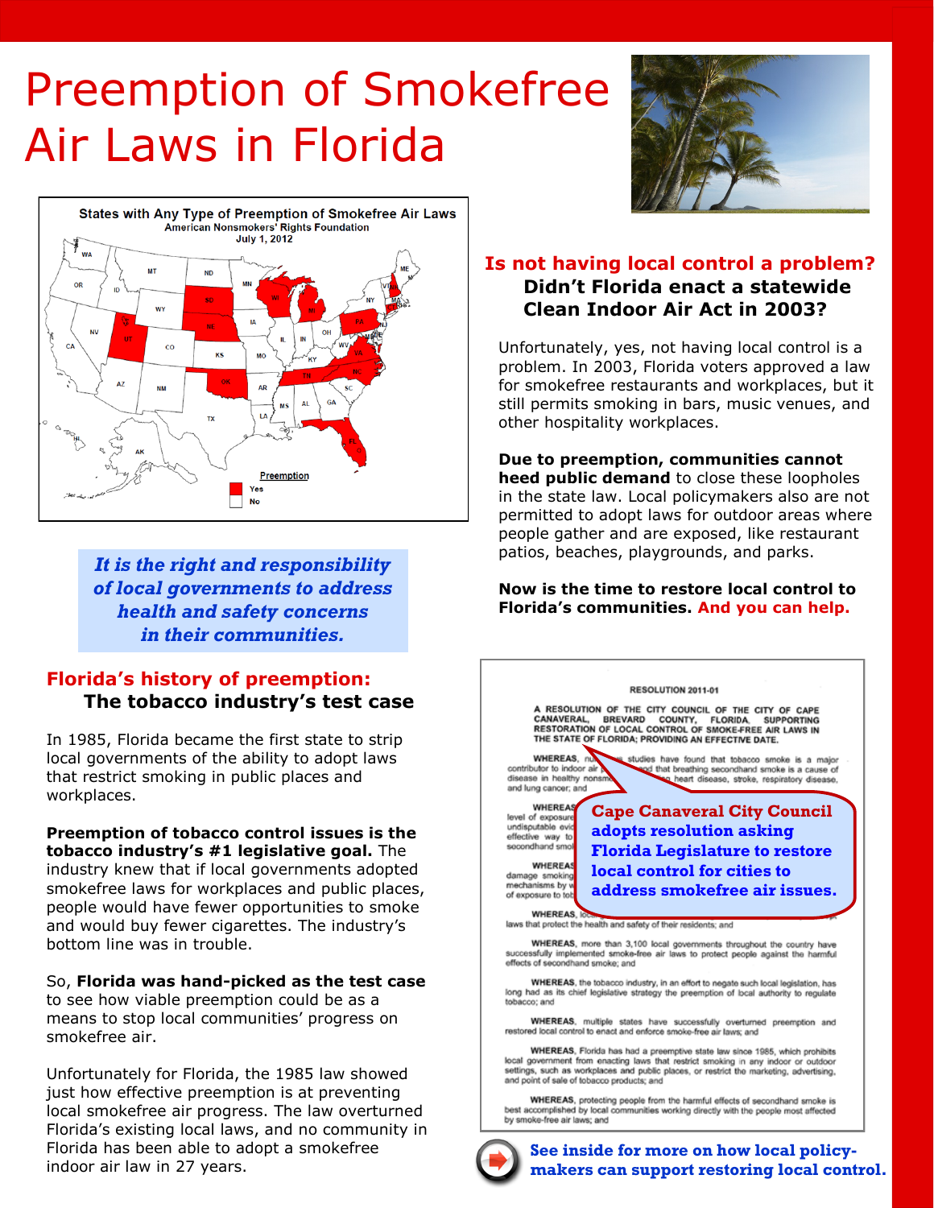# Preemption of Smokefree Air Laws in Florida

States with Any Type of Preemption of Smokefree Air Laws
American Nonsmokers' Rights Foundation
July 1, 2012

Preemption
Yes
No

***It is the right and responsibility of local governments to address health and safety concerns in their communities.***

## Florida's history of preemption: The tobacco industry's test case

In 1985, Florida became the first state to strip local governments of the ability to adopt laws that restrict smoking in public places and workplaces.

**Preemption of tobacco control issues is the tobacco industry's #1 legislative goal.** The industry knew that if local governments adopted smokefree laws for workplaces and public places, people would have fewer opportunities to smoke and would buy fewer cigarettes. The industry's bottom line was in trouble.

So, **Florida was hand-picked as the test case** to see how viable preemption could be as a means to stop local communities' progress on smokefree air.

Unfortunately for Florida, the 1985 law showed just how effective preemption is at preventing local smokefree air progress. The law overturned Florida's existing local laws, and no community in Florida has been able to adopt a smokefree indoor air law in 27 years.

## Is not having local control a problem? Didn't Florida enact a statewide Clean Indoor Air Act in 2003?

Unfortunately, yes, not having local control is a problem. In 2003, Florida voters approved a law for smokefree restaurants and workplaces, but it still permits smoking in bars, music venues, and other hospitality workplaces.

**Due to preemption, communities cannot heed public demand** to close these loopholes in the state law. Local policymakers also are not permitted to adopt laws for outdoor areas where people gather and are exposed, like restaurant patios, beaches, playgrounds, and parks.

**Now is the time to restore local control to Florida's communities. And you can help.**

RESOLUTION 2011-01

A RESOLUTION OF THE CITY COUNCIL OF THE CITY OF CAPE CANAVERAL, BREVARD COUNTY, FLORIDA SUPPORTING RESTORATION OF LOCAL CONTROL OF SMOKE-FREE AIR LAWS IN THE STATE OF FLORIDA; PROVIDING AN EFFECTIVE DATE.

WHEREAS, nu... studies have found that tobacco smoke is a major contributor to indoor air ... and that breathing secondhand smoke is a cause of disease in healthy nonsmo... heart disease, stroke, respiratory disease, and lung cancer; and

WHEREAS ... level of exposure ... undisputable evi... effective way to ... secondhand smo...

WHEREAS ... damage smoking ... mechanisms by w... of exposure to tob...

WHEREAS, lo... laws that protect the health and safety of their residents; and

WHEREAS, more than 3,100 local governments throughout the country have successfully implemented smoke-free air laws to protect people against the harmful effects of secondhand smoke; and

WHEREAS, the tobacco industry, in an effort to negate such local legislation, has long had as its chief legislative strategy the preemption of local authority to regulate tobacco; and

WHEREAS, multiple states have successfully overturned preemption and restored local control to enact and enforce smoke-free air laws; and

WHEREAS, Florida has had a preemptive state law since 1985, which prohibits local government from enacting laws that restrict smoking in any indoor or outdoor settings, such as workplaces and public places, or restrict the marketing, advertising, and point of sale of tobacco products; and

WHEREAS, protecting people from the harmful effects of secondhand smoke is best accomplished by local communities working directly with the people most affected by smoke-free air laws; and

**Cape Canaveral City Council adopts resolution asking Florida Legislature to restore local control for cities to address smokefree air issues.**

**See inside for more on how local policymakers can support restoring local control.**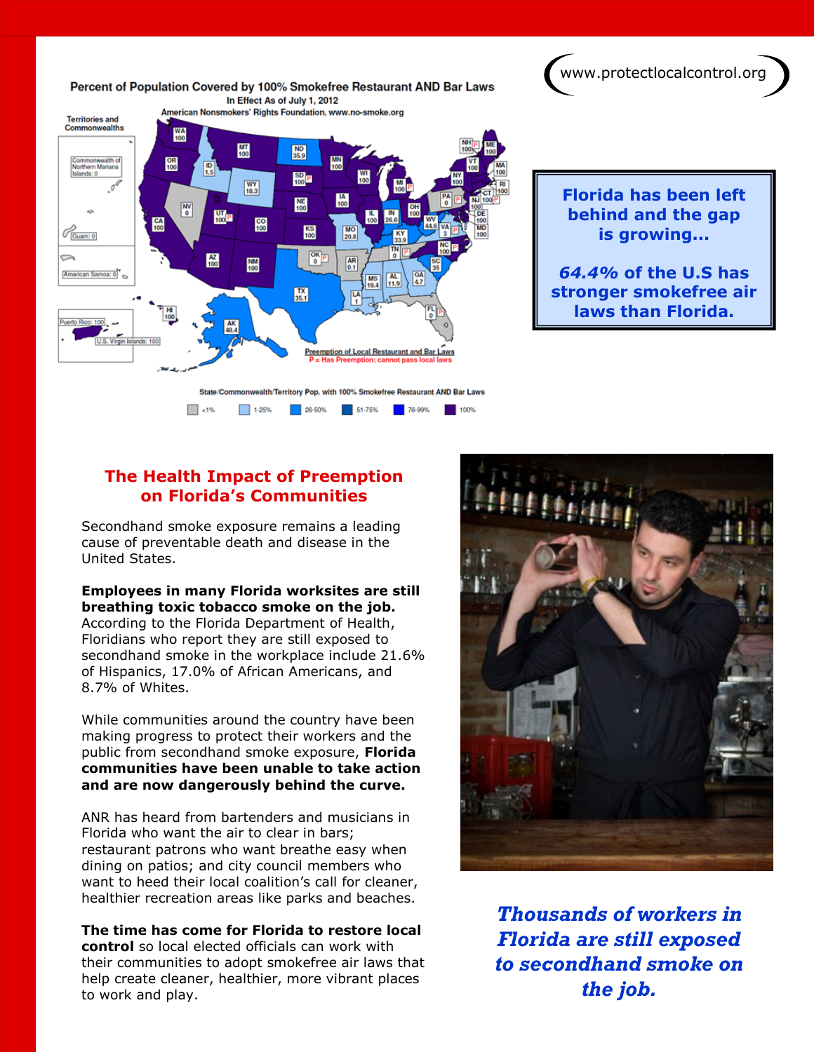www.protectlocalcontrol.org

**Percent of Population Covered by 100% Smokefree Restaurant AND Bar Laws**

In Effect As of July 1, 2012

American Nonsmokers' Rights Foundation, www.no-smoke.org

Preemption of Local Restaurant and Bar Laws
P = Has Preemption; cannot pass local laws

State/Commonwealth/Territory Pop. with 100% Smokefree Restaurant AND Bar Laws

<1% | 1-25% | 26-50% | 51-75% | 76-99% | 100%

**Florida has been left behind and the gap is growing…**

***64.4%* of the U.S has stronger smokefree air laws than Florida.**

## The Health Impact of Preemption on Florida's Communities

Secondhand smoke exposure remains a leading cause of preventable death and disease in the United States.

**Employees in many Florida worksites are still breathing toxic tobacco smoke on the job.** According to the Florida Department of Health, Floridians who report they are still exposed to secondhand smoke in the workplace include 21.6% of Hispanics, 17.0% of African Americans, and 8.7% of Whites.

While communities around the country have been making progress to protect their workers and the public from secondhand smoke exposure, **Florida communities have been unable to take action and are now dangerously behind the curve.**

ANR has heard from bartenders and musicians in Florida who want the air to clear in bars; restaurant patrons who want breathe easy when dining on patios; and city council members who want to heed their local coalition's call for cleaner, healthier recreation areas like parks and beaches.

**The time has come for Florida to restore local control** so local elected officials can work with their communities to adopt smokefree air laws that help create cleaner, healthier, more vibrant places to work and play.

***Thousands of workers in Florida are still exposed to secondhand smoke on the job.***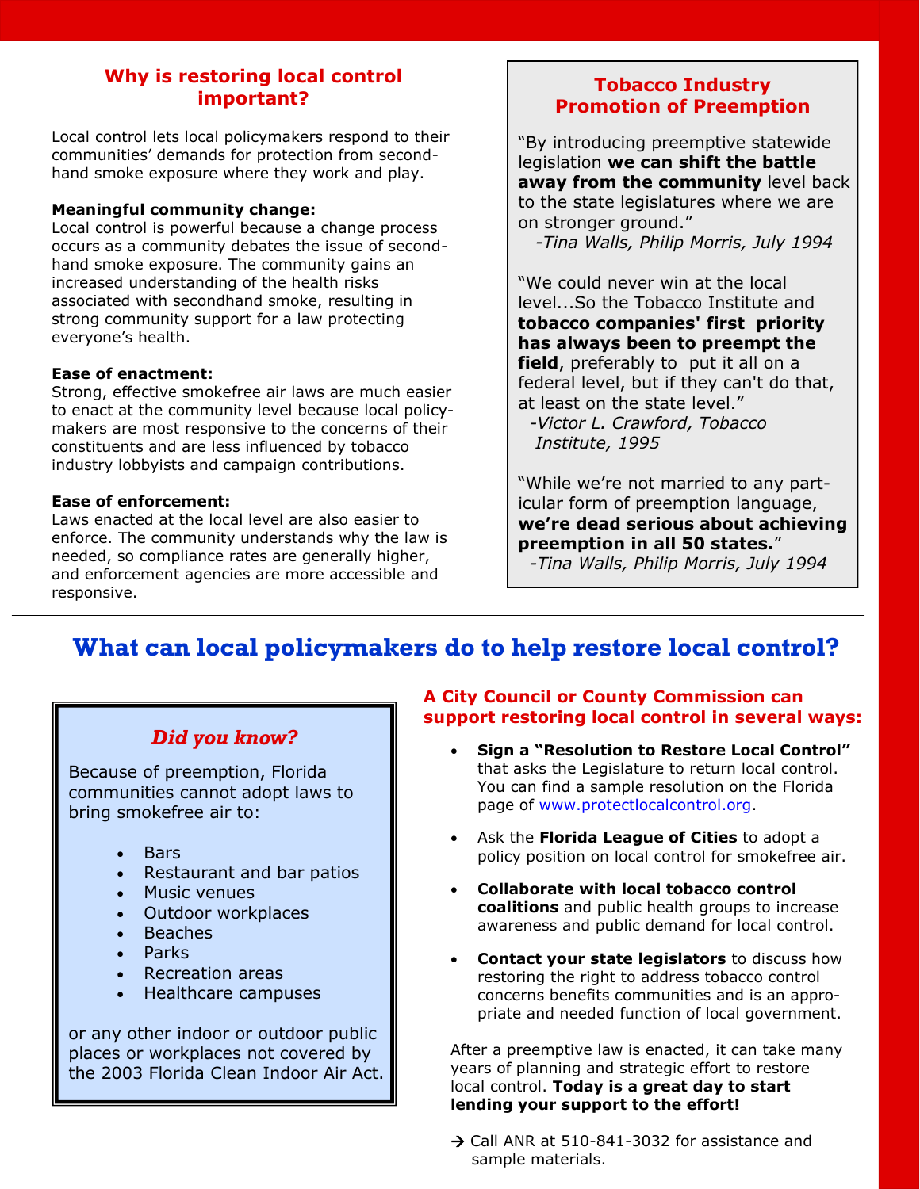## Why is restoring local control important?

Local control lets local policymakers respond to their communities' demands for protection from second-hand smoke exposure where they work and play.

**Meaningful community change:**
Local control is powerful because a change process occurs as a community debates the issue of second-hand smoke exposure. The community gains an increased understanding of the health risks associated with secondhand smoke, resulting in strong community support for a law protecting everyone's health.

**Ease of enactment:**
Strong, effective smokefree air laws are much easier to enact at the community level because local policy-makers are most responsive to the concerns of their constituents and are less influenced by tobacco industry lobbyists and campaign contributions.

**Ease of enforcement:**
Laws enacted at the local level are also easier to enforce. The community understands why the law is needed, so compliance rates are generally higher, and enforcement agencies are more accessible and responsive.

### Tobacco Industry Promotion of Preemption

"By introducing preemptive statewide legislation **we can shift the battle away from the community** level back to the state legislatures where we are on stronger ground."
*-Tina Walls, Philip Morris, July 1994*

"We could never win at the local level...So the Tobacco Institute and **tobacco companies' first priority has always been to preempt the field**, preferably to put it all on a federal level, but if they can't do that, at least on the state level."
*-Victor L. Crawford, Tobacco Institute, 1995*

"While we're not married to any particular form of preemption language, **we're dead serious about achieving preemption in all 50 states.**"
*-Tina Walls, Philip Morris, July 1994*

---

## What can local policymakers do to help restore local control?

### *Did you know?*

Because of preemption, Florida communities cannot adopt laws to bring smokefree air to:

- Bars
- Restaurant and bar patios
- Music venues
- Outdoor workplaces
- Beaches
- Parks
- Recreation areas
- Healthcare campuses

or any other indoor or outdoor public places or workplaces not covered by the 2003 Florida Clean Indoor Air Act.

### A City Council or County Commission can support restoring local control in several ways:

- **Sign a "Resolution to Restore Local Control"** that asks the Legislature to return local control. You can find a sample resolution on the Florida page of www.protectlocalcontrol.org.
- Ask the **Florida League of Cities** to adopt a policy position on local control for smokefree air.
- **Collaborate with local tobacco control coalitions** and public health groups to increase awareness and public demand for local control.
- **Contact your state legislators** to discuss how restoring the right to address tobacco control concerns benefits communities and is an appropriate and needed function of local government.

After a preemptive law is enacted, it can take many years of planning and strategic effort to restore local control. **Today is a great day to start lending your support to the effort!**

→ Call ANR at 510-841-3032 for assistance and sample materials.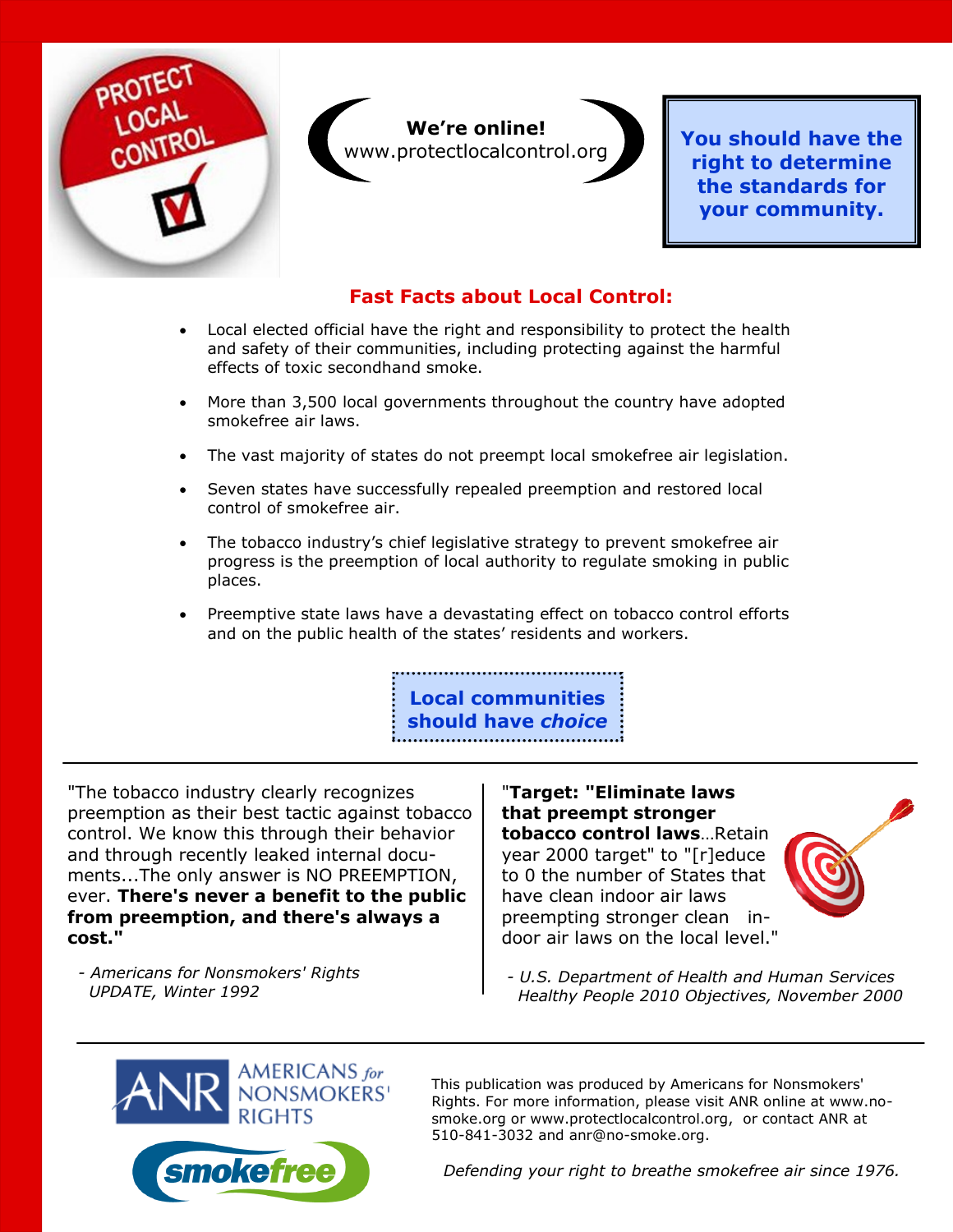PROTECT LOCAL CONTROL

**We're online!**
www.protectlocalcontrol.org

**You should have the right to determine the standards for your community.**

## Fast Facts about Local Control:

- Local elected official have the right and responsibility to protect the health and safety of their communities, including protecting against the harmful effects of toxic secondhand smoke.
- More than 3,500 local governments throughout the country have adopted smokefree air laws.
- The vast majority of states do not preempt local smokefree air legislation.
- Seven states have successfully repealed preemption and restored local control of smokefree air.
- The tobacco industry's chief legislative strategy to prevent smokefree air progress is the preemption of local authority to regulate smoking in public places.
- Preemptive state laws have a devastating effect on tobacco control efforts and on the public health of the states' residents and workers.

**Local communities should have *choice***

"The tobacco industry clearly recognizes preemption as their best tactic against tobacco control. We know this through their behavior and through recently leaked internal documents...The only answer is NO PREEMPTION, ever. **There's never a benefit to the public from preemption, and there's always a cost."**

*- Americans for Nonsmokers' Rights UPDATE, Winter 1992*

"**Target: "Eliminate laws that preempt stronger tobacco control laws**…Retain year 2000 target" to "[r]educe to 0 the number of States that have clean indoor air laws preempting stronger clean indoor air laws on the local level."

*- U.S. Department of Health and Human Services Healthy People 2010 Objectives, November 2000*

ANR AMERICANS for NONSMOKERS' RIGHTS

smokefree

This publication was produced by Americans for Nonsmokers' Rights. For more information, please visit ANR online at www.no-smoke.org or www.protectlocalcontrol.org, or contact ANR at 510-841-3032 and anr@no-smoke.org.

*Defending your right to breathe smokefree air since 1976.*